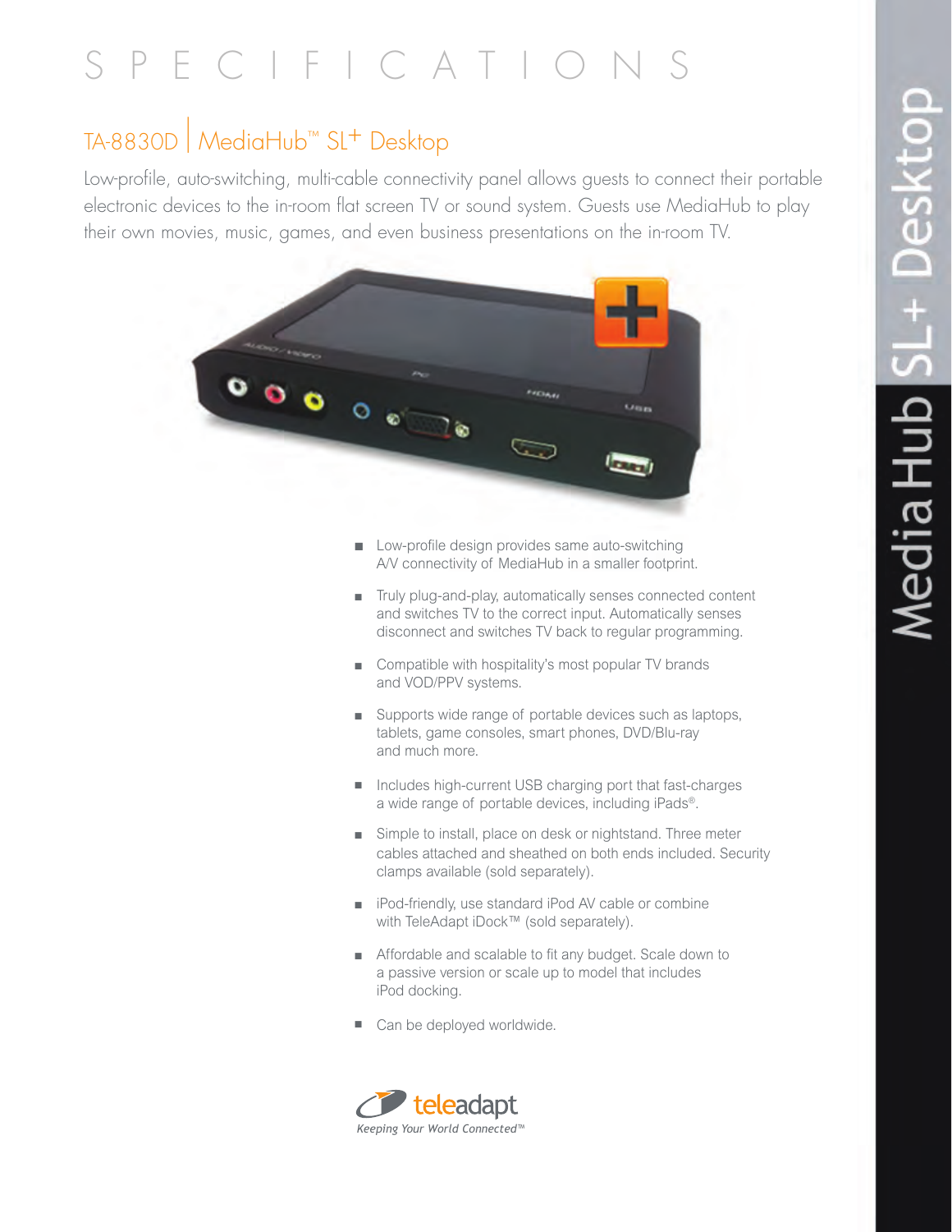# SPECIFICATIONS

## TA-8830D | MediaHub™ SL+ Desktop

Low-profile, auto-switching, multi-cable connectivity panel allows guests to connect their portable electronic devices to the in-room flat screen TV or sound system. Guests use MediaHub to play their own movies, music, games, and even business presentations on the in-room TV.

- Low-profile design provides same auto-switching A/V connectivity of MediaHub in a smaller footprint.
- Truly plug-and-play, automatically senses connected content and switches TV to the correct input. Automatically senses disconnect and switches TV back to regular programming.
- Compatible with hospitality's most popular TV brands and VOD/PPV systems.
- Supports wide range of portable devices such as laptops, tablets, game consoles, smart phones, DVD/Blu-ray and much more.
- Includes high-current USB charging port that fast-charges a wide range of portable devices, including iPads®.
- Simple to install, place on desk or nightstand. Three meter cables attached and sheathed on both ends included. Security clamps available (sold separately).
- iPod-friendly, use standard iPod AV cable or combine with TeleAdapt iDock™ (sold separately).
- Affordable and scalable to fit any budget. Scale down to a passive version or scale up to model that includes iPod docking.
- Can be deployed worldwide.

teleadapt
*Keeping Your World Connected™*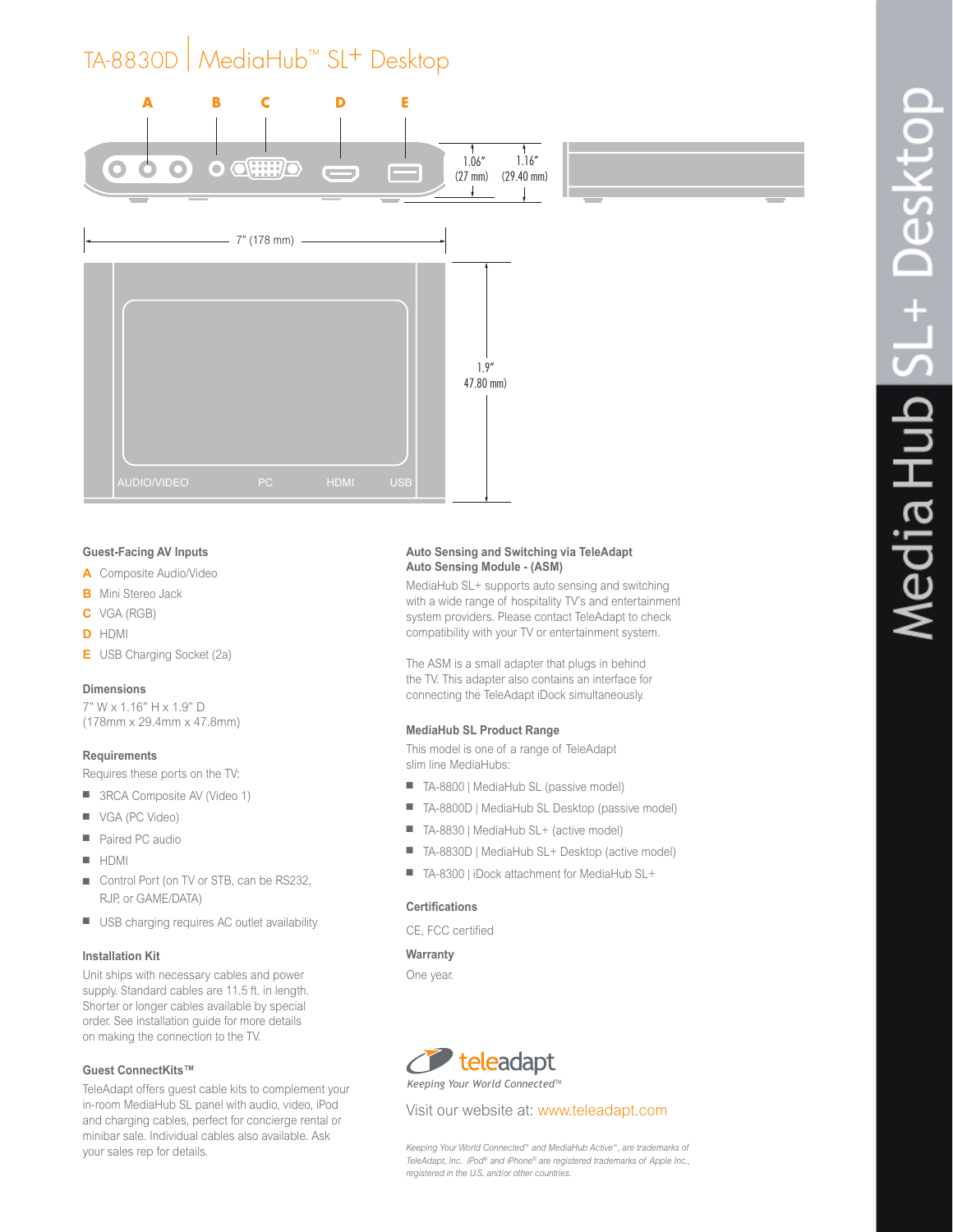# TA-8830D | MediaHub™ SL+ Desktop

A B C D E

1.06″ (27 mm)

1.16″ (29.40 mm)

7″ (178 mm)

1.9″ 47.80 mm)

AUDIO/VIDEO PC HDMI USB

### Guest-Facing AV Inputs

- **A** Composite Audio/Video
- **B** Mini Stereo Jack
- **C** VGA (RGB)
- **D** HDMI
- **E** USB Charging Socket (2a)

### Dimensions

7" W x 1.16" H x 1.9" D
(178mm x 29.4mm x 47.8mm)

### Requirements

Requires these ports on the TV:

- 3RCA Composite AV (Video 1)
- VGA (PC Video)
- Paired PC audio
- HDMI
- Control Port (on TV or STB, can be RS232, RJP, or GAME/DATA)
- USB charging requires AC outlet availability

### Installation Kit

Unit ships with necessary cables and power supply. Standard cables are 11.5 ft. in length. Shorter or longer cables available by special order. See installation guide for more details on making the connection to the TV.

### Guest ConnectKits™

TeleAdapt offers guest cable kits to complement your in-room MediaHub SL panel with audio, video, iPod and charging cables, perfect for concierge rental or minibar sale. Individual cables also available. Ask your sales rep for details.

### Auto Sensing and Switching via TeleAdapt Auto Sensing Module - (ASM)

MediaHub SL+ supports auto sensing and switching with a wide range of hospitality TV's and entertainment system providers. Please contact TeleAdapt to check compatibility with your TV or entertainment system.

The ASM is a small adapter that plugs in behind the TV. This adapter also contains an interface for connecting the TeleAdapt iDock simultaneously.

### MediaHub SL Product Range

This model is one of a range of TeleAdapt slim line MediaHubs:

- TA-8800 | MediaHub SL (passive model)
- TA-8800D | MediaHub SL Desktop (passive model)
- TA-8830 | MediaHub SL+ (active model)
- TA-8830D | MediaHub SL+ Desktop (active model)
- TA-8300 | iDock attachment for MediaHub SL+

### Certifications

CE, FCC certified

### Warranty

One year.

teleadapt
*Keeping Your World Connected™*

Visit our website at: www.teleadapt.com

*Keeping Your World Connected™ and MediaHub Active™, are trademarks of TeleAdapt, Inc. iPod® and iPhone® are registered trademarks of Apple Inc., registered in the U.S. and/or other countries.*

MediaHub SL+ Desktop